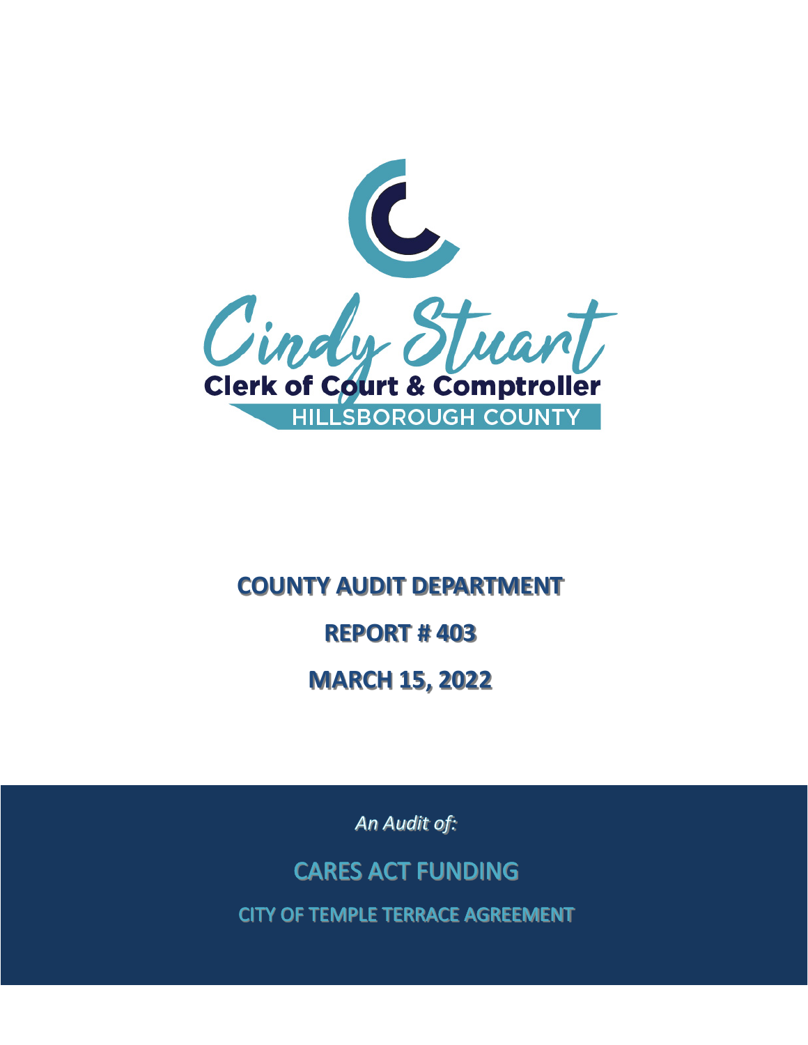Cindy Stuart

Clerk of Court & Comptroller

HILLSBOROUGH COUNTY

# COUNTY AUDIT DEPARTMENT

## REPORT # 403

## MARCH 15, 2022

*An Audit of:*

# CARES ACT FUNDING

## CITY OF TEMPLE TERRACE AGREEMENT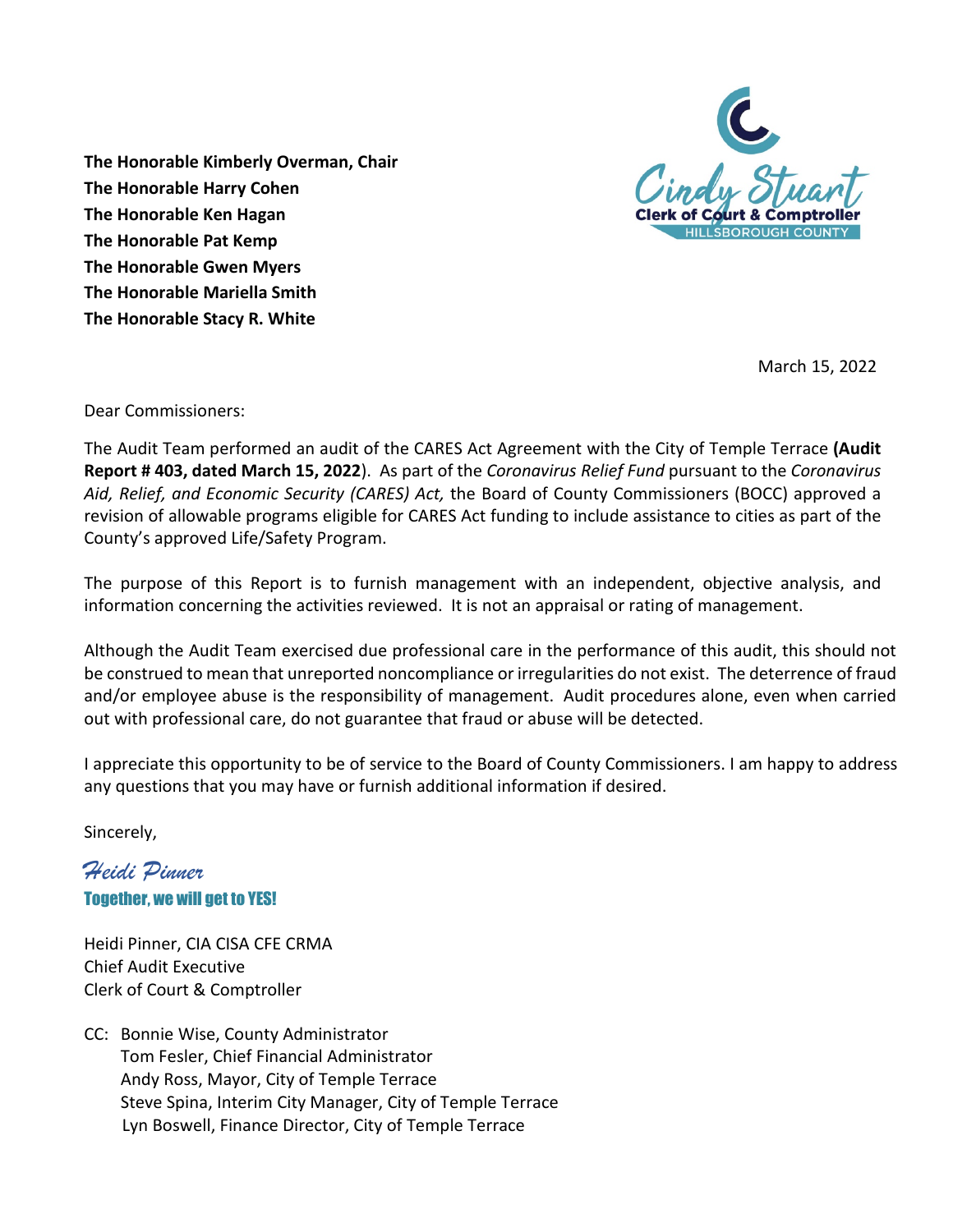**The Honorable Kimberly Overman, Chair**
**The Honorable Harry Cohen**
**The Honorable Ken Hagan**
**The Honorable Pat Kemp**
**The Honorable Gwen Myers**
**The Honorable Mariella Smith**
**The Honorable Stacy R. White**

Cindy Stuart
Clerk of Court & Comptroller
HILLSBOROUGH COUNTY

March 15, 2022

Dear Commissioners:

The Audit Team performed an audit of the CARES Act Agreement with the City of Temple Terrace **(Audit Report # 403, dated March 15, 2022**). As part of the *Coronavirus Relief Fund* pursuant to the *Coronavirus Aid, Relief, and Economic Security (CARES) Act,* the Board of County Commissioners (BOCC) approved a revision of allowable programs eligible for CARES Act funding to include assistance to cities as part of the County's approved Life/Safety Program.

The purpose of this Report is to furnish management with an independent, objective analysis, and information concerning the activities reviewed. It is not an appraisal or rating of management.

Although the Audit Team exercised due professional care in the performance of this audit, this should not be construed to mean that unreported noncompliance or irregularities do not exist. The deterrence of fraud and/or employee abuse is the responsibility of management. Audit procedures alone, even when carried out with professional care, do not guarantee that fraud or abuse will be detected.

I appreciate this opportunity to be of service to the Board of County Commissioners. I am happy to address any questions that you may have or furnish additional information if desired.

Sincerely,

*Heidi Pinner*
**Together, we will get to YES!**

Heidi Pinner, CIA CISA CFE CRMA
Chief Audit Executive
Clerk of Court & Comptroller

CC: Bonnie Wise, County Administrator
Tom Fesler, Chief Financial Administrator
Andy Ross, Mayor, City of Temple Terrace
Steve Spina, Interim City Manager, City of Temple Terrace
Lyn Boswell, Finance Director, City of Temple Terrace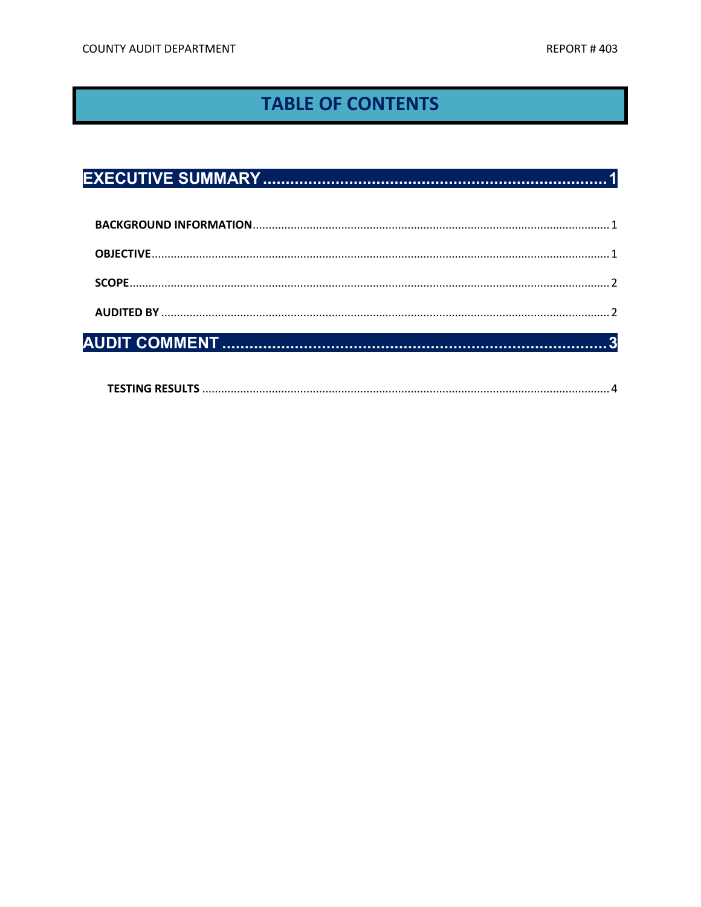# TABLE OF CONTENTS

**EXECUTIVE SUMMARY ........................................................................ 1**

**BACKGROUND INFORMATION** ........................................................................ 1

**OBJECTIVE** ........................................................................ 1

**SCOPE** ........................................................................ 2

**AUDITED BY** ........................................................................ 2

**AUDIT COMMENT ........................................................................ 3**

**TESTING RESULTS** ........................................................................ 4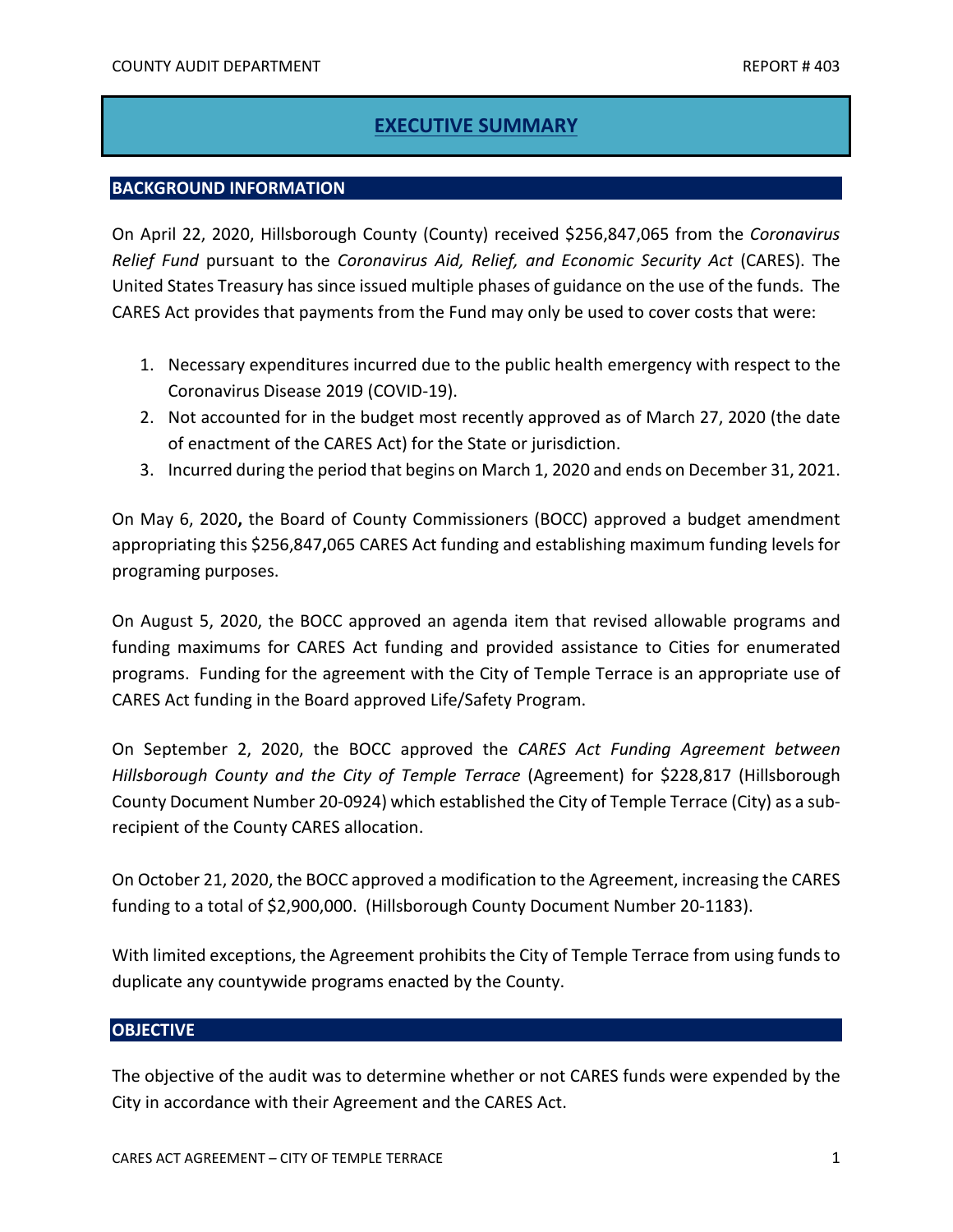# EXECUTIVE SUMMARY

## BACKGROUND INFORMATION

On April 22, 2020, Hillsborough County (County) received $256,847,065 from the *Coronavirus Relief Fund* pursuant to the *Coronavirus Aid, Relief, and Economic Security Act* (CARES). The United States Treasury has since issued multiple phases of guidance on the use of the funds. The CARES Act provides that payments from the Fund may only be used to cover costs that were:

1. Necessary expenditures incurred due to the public health emergency with respect to the Coronavirus Disease 2019 (COVID-19).
2. Not accounted for in the budget most recently approved as of March 27, 2020 (the date of enactment of the CARES Act) for the State or jurisdiction.
3. Incurred during the period that begins on March 1, 2020 and ends on December 31, 2021.

On May 6, 2020**,** the Board of County Commissioners (BOCC) approved a budget amendment appropriating this $256,847**,**065 CARES Act funding and establishing maximum funding levels for programing purposes.

On August 5, 2020, the BOCC approved an agenda item that revised allowable programs and funding maximums for CARES Act funding and provided assistance to Cities for enumerated programs. Funding for the agreement with the City of Temple Terrace is an appropriate use of CARES Act funding in the Board approved Life/Safety Program.

On September 2, 2020, the BOCC approved the *CARES Act Funding Agreement between Hillsborough County and the City of Temple Terrace* (Agreement) for $228,817 (Hillsborough County Document Number 20-0924) which established the City of Temple Terrace (City) as a sub-recipient of the County CARES allocation.

On October 21, 2020, the BOCC approved a modification to the Agreement, increasing the CARES funding to a total of $2,900,000. (Hillsborough County Document Number 20-1183).

With limited exceptions, the Agreement prohibits the City of Temple Terrace from using funds to duplicate any countywide programs enacted by the County.

## OBJECTIVE

The objective of the audit was to determine whether or not CARES funds were expended by the City in accordance with their Agreement and the CARES Act.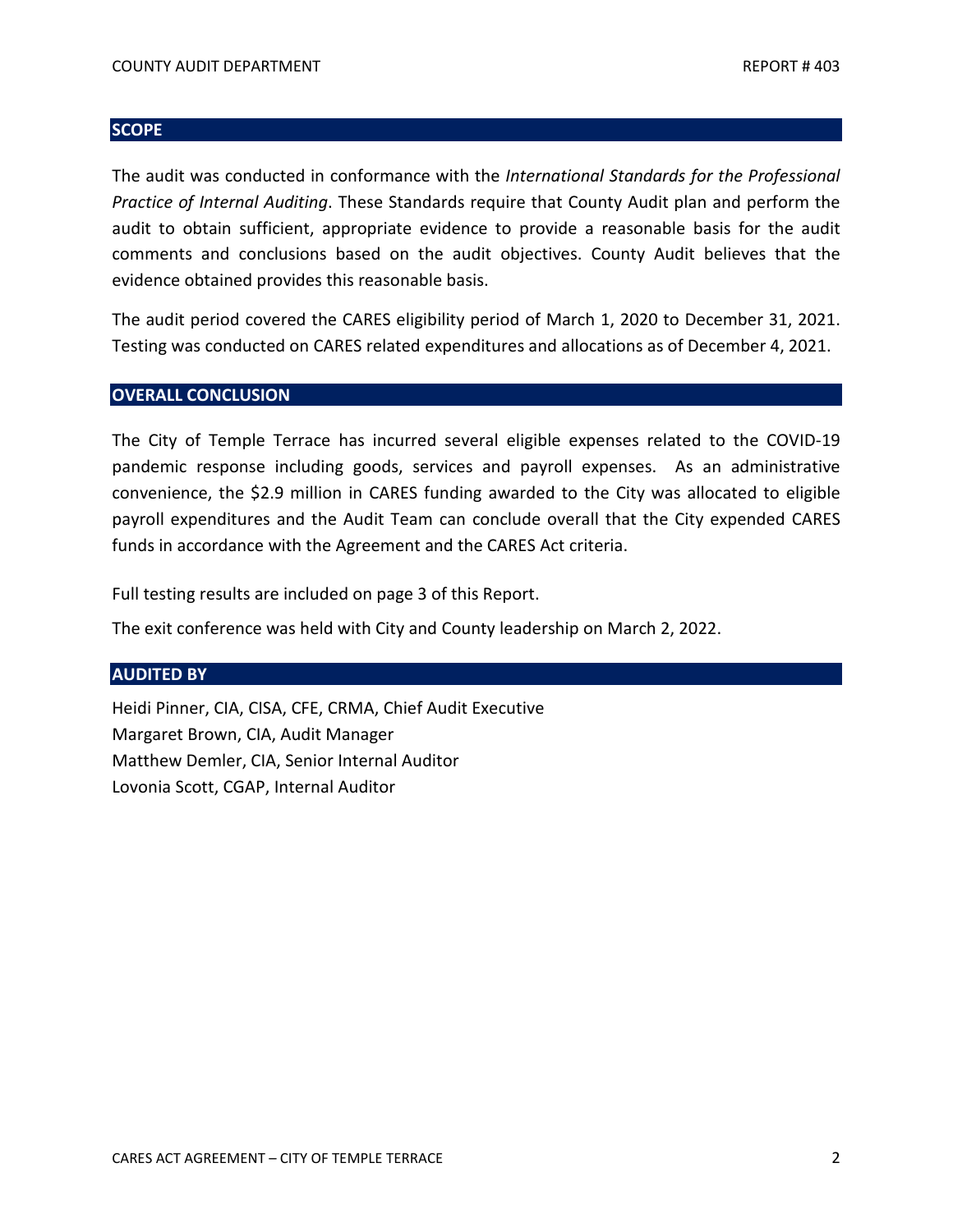## SCOPE

The audit was conducted in conformance with the *International Standards for the Professional Practice of Internal Auditing*. These Standards require that County Audit plan and perform the audit to obtain sufficient, appropriate evidence to provide a reasonable basis for the audit comments and conclusions based on the audit objectives. County Audit believes that the evidence obtained provides this reasonable basis.

The audit period covered the CARES eligibility period of March 1, 2020 to December 31, 2021. Testing was conducted on CARES related expenditures and allocations as of December 4, 2021.

## OVERALL CONCLUSION

The City of Temple Terrace has incurred several eligible expenses related to the COVID-19 pandemic response including goods, services and payroll expenses. As an administrative convenience, the $2.9 million in CARES funding awarded to the City was allocated to eligible payroll expenditures and the Audit Team can conclude overall that the City expended CARES funds in accordance with the Agreement and the CARES Act criteria.

Full testing results are included on page 3 of this Report.

The exit conference was held with City and County leadership on March 2, 2022.

## AUDITED BY

Heidi Pinner, CIA, CISA, CFE, CRMA, Chief Audit Executive
Margaret Brown, CIA, Audit Manager
Matthew Demler, CIA, Senior Internal Auditor
Lovonia Scott, CGAP, Internal Auditor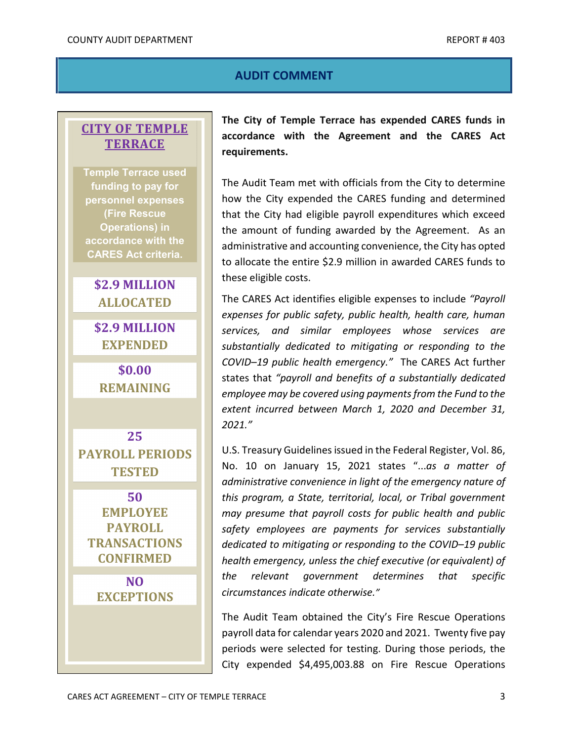## AUDIT COMMENT

### CITY OF TEMPLE TERRACE

**Temple Terrace used funding to pay for personnel expenses (Fire Rescue Operations) in accordance with the CARES Act criteria.**

**$2.9 MILLION ALLOCATED**

**$2.9 MILLION EXPENDED**

**$0.00 REMAINING**

**25 PAYROLL PERIODS TESTED**

**50 EMPLOYEE PAYROLL TRANSACTIONS CONFIRMED**

**NO EXCEPTIONS**

**The City of Temple Terrace has expended CARES funds in accordance with the Agreement and the CARES Act requirements.**

The Audit Team met with officials from the City to determine how the City expended the CARES funding and determined that the City had eligible payroll expenditures which exceed the amount of funding awarded by the Agreement. As an administrative and accounting convenience, the City has opted to allocate the entire $2.9 million in awarded CARES funds to these eligible costs.

The CARES Act identifies eligible expenses to include *"Payroll expenses for public safety, public health, health care, human services, and similar employees whose services are substantially dedicated to mitigating or responding to the COVID–19 public health emergency."* The CARES Act further states that *"payroll and benefits of a substantially dedicated employee may be covered using payments from the Fund to the extent incurred between March 1, 2020 and December 31, 2021."*

U.S. Treasury Guidelines issued in the Federal Register, Vol. 86, No. 10 on January 15, 2021 states "*...as a matter of administrative convenience in light of the emergency nature of this program, a State, territorial, local, or Tribal government may presume that payroll costs for public health and public safety employees are payments for services substantially dedicated to mitigating or responding to the COVID–19 public health emergency, unless the chief executive (or equivalent) of the relevant government determines that specific circumstances indicate otherwise."*

The Audit Team obtained the City's Fire Rescue Operations payroll data for calendar years 2020 and 2021. Twenty five pay periods were selected for testing. During those periods, the City expended $4,495,003.88 on Fire Rescue Operations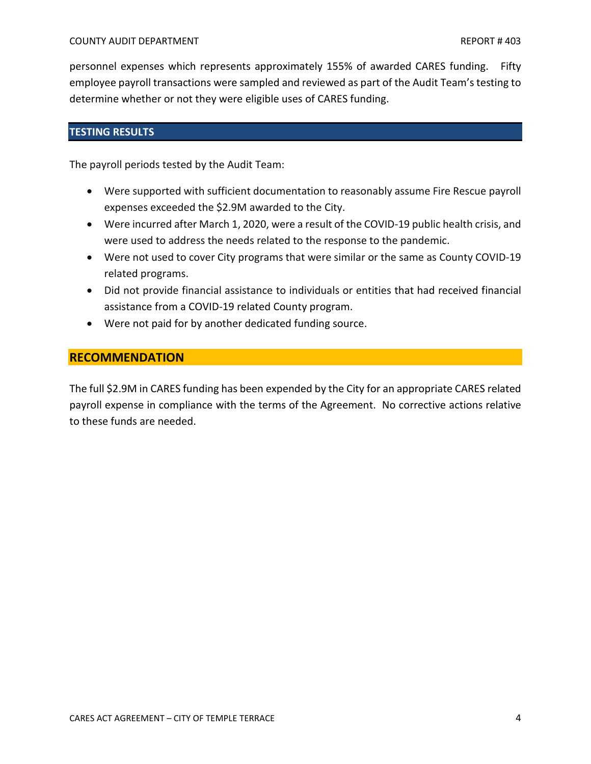personnel expenses which represents approximately 155% of awarded CARES funding. Fifty employee payroll transactions were sampled and reviewed as part of the Audit Team's testing to determine whether or not they were eligible uses of CARES funding.

## TESTING RESULTS

The payroll periods tested by the Audit Team:

- Were supported with sufficient documentation to reasonably assume Fire Rescue payroll expenses exceeded the $2.9M awarded to the City.
- Were incurred after March 1, 2020, were a result of the COVID-19 public health crisis, and were used to address the needs related to the response to the pandemic.
- Were not used to cover City programs that were similar or the same as County COVID-19 related programs.
- Did not provide financial assistance to individuals or entities that had received financial assistance from a COVID-19 related County program.
- Were not paid for by another dedicated funding source.

## RECOMMENDATION

The full $2.9M in CARES funding has been expended by the City for an appropriate CARES related payroll expense in compliance with the terms of the Agreement. No corrective actions relative to these funds are needed.